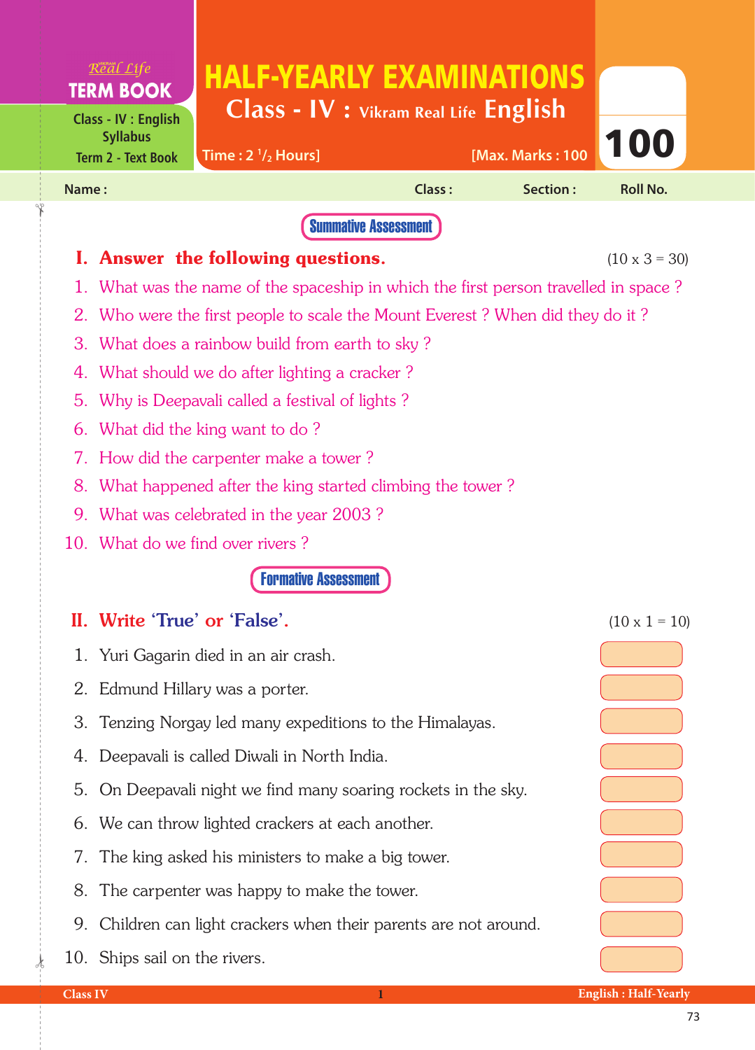Real Life
**TERM BOOK**

Class - IV : English Syllabus
Term 2 - Text Book

# HALF-YEARLY EXAMINATIONS

## Class - IV : Vikram Real Life English

Time : 2 $^1/_2$ Hours] [Max. Marks : 100

**100**

Name : Class : Section : Roll No.

**Summative Assessment**

## I. Answer the following questions. (10 x 3 = 30)

1. What was the name of the spaceship in which the first person travelled in space ?
2. Who were the first people to scale the Mount Everest ? When did they do it ?
3. What does a rainbow build from earth to sky ?
4. What should we do after lighting a cracker ?
5. Why is Deepavali called a festival of lights ?
6. What did the king want to do ?
7. How did the carpenter make a tower ?
8. What happened after the king started climbing the tower ?
9. What was celebrated in the year 2003 ?
10. What do we find over rivers ?

**Formative Assessment**

## II. Write 'True' or 'False'. (10 x 1 = 10)

1. Yuri Gagarin died in an air crash.
2. Edmund Hillary was a porter.
3. Tenzing Norgay led many expeditions to the Himalayas.
4. Deepavali is called Diwali in North India.
5. On Deepavali night we find many soaring rockets in the sky.
6. We can throw lighted crackers at each another.
7. The king asked his ministers to make a big tower.
8. The carpenter was happy to make the tower.
9. Children can light crackers when their parents are not around.
10. Ships sail on the rivers.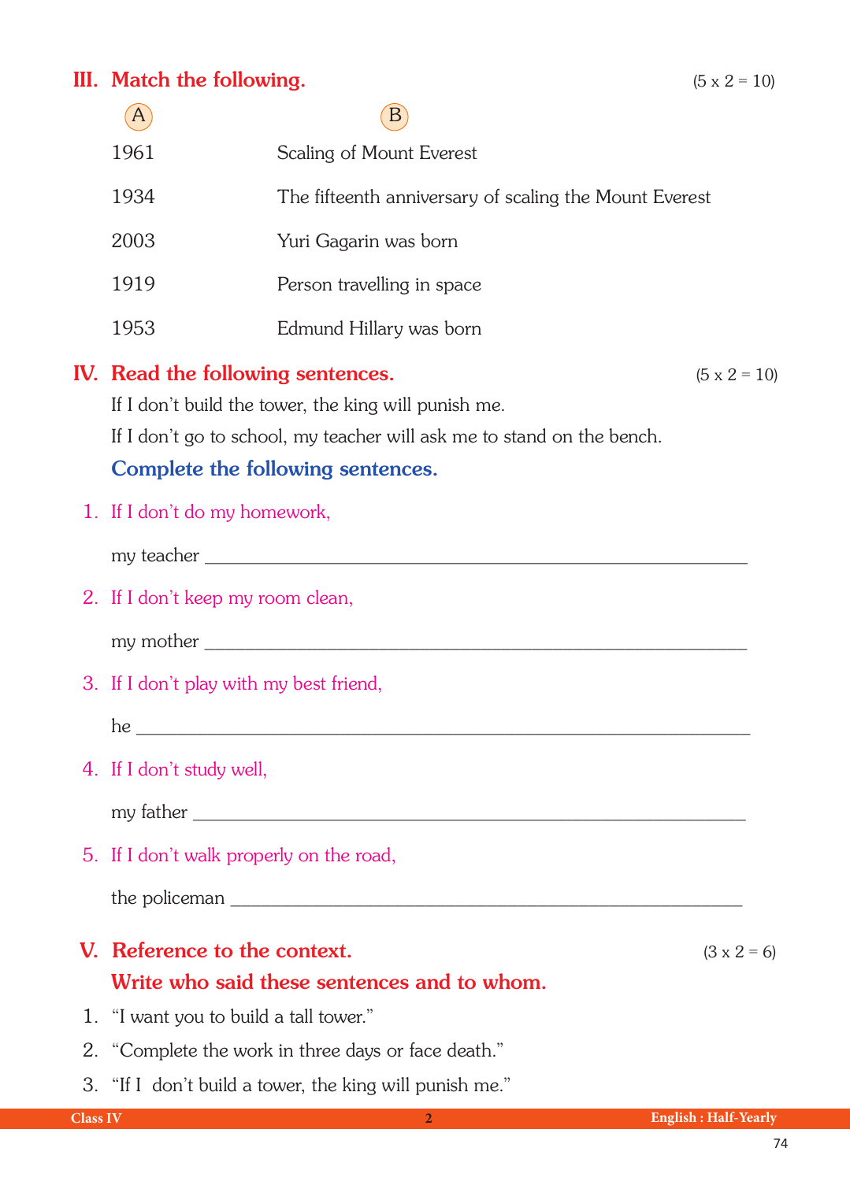## III. Match the following. (5 x 2 = 10)

| A | B |
|---|---|
| 1961 | Scaling of Mount Everest |
| 1934 | The fifteenth anniversary of scaling the Mount Everest |
| 2003 | Yuri Gagarin was born |
| 1919 | Person travelling in space |
| 1953 | Edmund Hillary was born |

## IV. Read the following sentences. (5 x 2 = 10)

If I don't build the tower, the king will punish me.

If I don't go to school, my teacher will ask me to stand on the bench.

### Complete the following sentences.

1. If I don't do my homework,

   my teacher ______________________________________________

2. If I don't keep my room clean,

   my mother ______________________________________________

3. If I don't play with my best friend,

   he ______________________________________________

4. If I don't study well,

   my father ______________________________________________

5. If I don't walk properly on the road,

   the policeman ______________________________________________

## V. Reference to the context. (3 x 2 = 6)

**Write who said these sentences and to whom.**

1. "I want you to build a tall tower."
2. "Complete the work in three days or face death."
3. "If I don't build a tower, the king will punish me."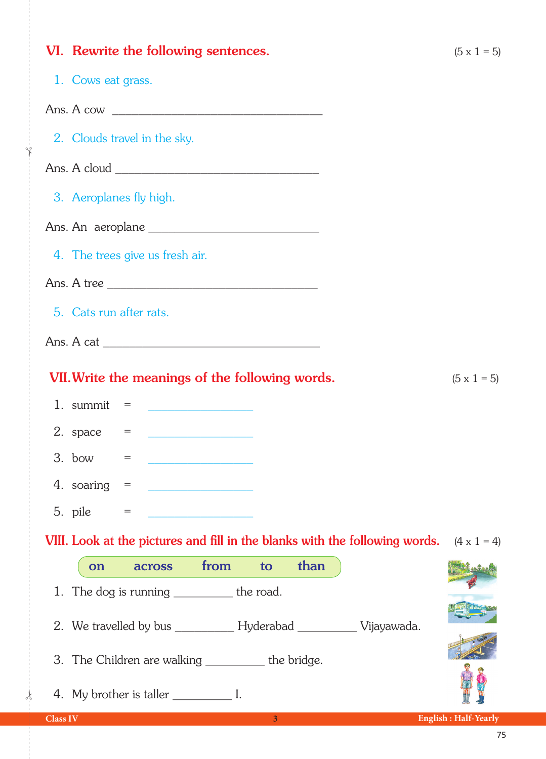## VI. Rewrite the following sentences. (5 x 1 = 5)

1. Cows eat grass.

Ans. A cow \_\_\_\_\_\_\_\_\_\_\_\_\_\_\_\_\_\_\_\_\_\_\_\_\_\_\_\_\_\_\_\_\_\_

2. Clouds travel in the sky.

Ans. A cloud \_\_\_\_\_\_\_\_\_\_\_\_\_\_\_\_\_\_\_\_\_\_\_\_\_\_\_\_\_\_\_\_\_

3. Aeroplanes fly high.

Ans. An aeroplane \_\_\_\_\_\_\_\_\_\_\_\_\_\_\_\_\_\_\_\_\_\_\_\_\_\_\_\_\_

4. The trees give us fresh air.

Ans. A tree \_\_\_\_\_\_\_\_\_\_\_\_\_\_\_\_\_\_\_\_\_\_\_\_\_\_\_\_\_\_\_\_\_\_

5. Cats run after rats.

Ans. A cat \_\_\_\_\_\_\_\_\_\_\_\_\_\_\_\_\_\_\_\_\_\_\_\_\_\_\_\_\_\_\_\_\_\_\_

## VII. Write the meanings of the following words. (5 x 1 = 5)

1. summit = \_\_\_\_\_\_\_\_\_\_\_\_\_\_\_\_\_
2. space = \_\_\_\_\_\_\_\_\_\_\_\_\_\_\_\_\_
3. bow = \_\_\_\_\_\_\_\_\_\_\_\_\_\_\_\_\_
4. soaring = \_\_\_\_\_\_\_\_\_\_\_\_\_\_\_\_\_
5. pile = \_\_\_\_\_\_\_\_\_\_\_\_\_\_\_\_\_

## VIII. Look at the pictures and fill in the blanks with the following words. (4 x 1 = 4)

**on   across   from   to   than**

1. The dog is running \_\_\_\_\_\_\_\_\_ the road.
2. We travelled by bus \_\_\_\_\_\_\_\_\_ Hyderabad \_\_\_\_\_\_\_\_\_ Vijayawada.
3. The Children are walking \_\_\_\_\_\_\_\_\_ the bridge.
4. My brother is taller \_\_\_\_\_\_\_\_\_ I.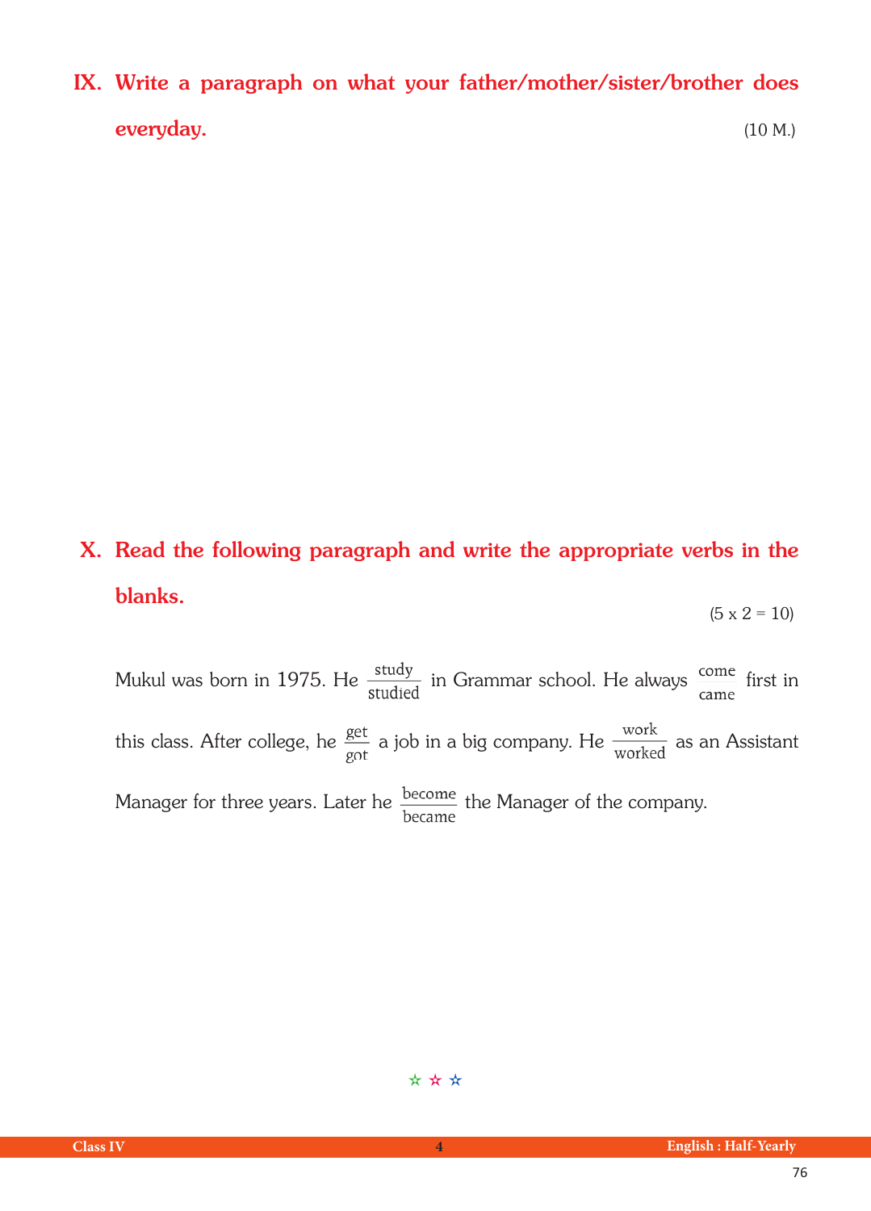## IX. Write a paragraph on what your father/mother/sister/brother does everyday. (10 M.)

## X. Read the following paragraph and write the appropriate verbs in the blanks.

(5 x 2 = 10)

Mukul was born in 1975. He $\frac{\text{study}}{\text{studied}}$ in Grammar school. He always $\frac{\text{come}}{\text{came}}$ first in this class. After college, he $\frac{\text{get}}{\text{got}}$ a job in a big company. He $\frac{\text{work}}{\text{worked}}$ as an Assistant Manager for three years. Later he $\frac{\text{become}}{\text{became}}$ the Manager of the company.

☆ ☆ ☆